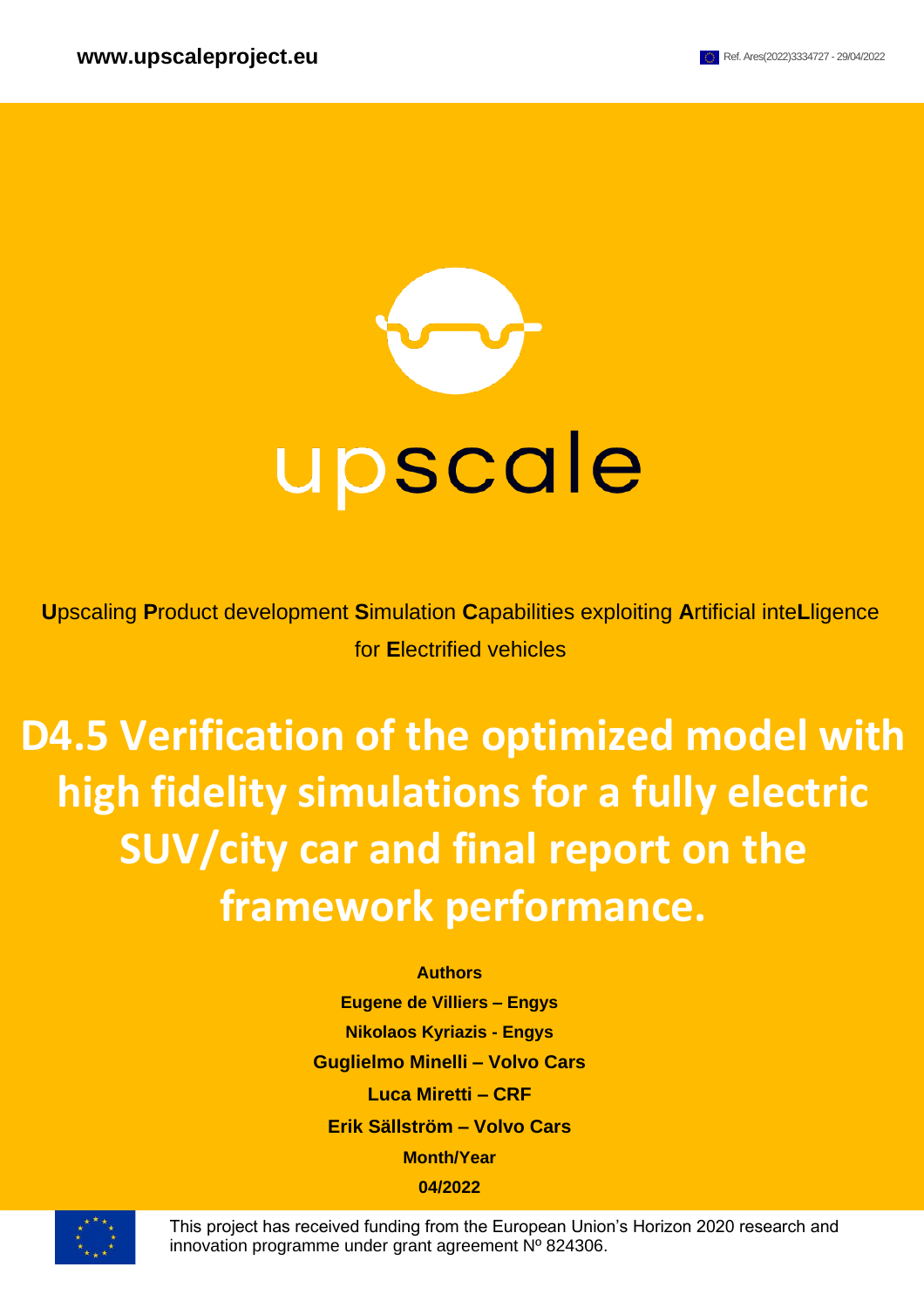www.upscaleproject.eu

Ref. Ares(2022)3334727 - 29/04/2022

upscale

**U**pscaling **P**roduct development **S**imulation **C**apabilities exploiting **A**rtificial inte**L**ligence for **E**lectrified vehicles

# D4.5 Verification of the optimized model with high fidelity simulations for a fully electric SUV/city car and final report on the framework performance.

**Authors**

**Eugene de Villiers – Engys**

**Nikolaos Kyriazis - Engys**

**Guglielmo Minelli – Volvo Cars**

**Luca Miretti – CRF**

**Erik Sällström – Volvo Cars**

**Month/Year**

**04/2022**

This project has received funding from the European Union's Horizon 2020 research and innovation programme under grant agreement Nº 824306.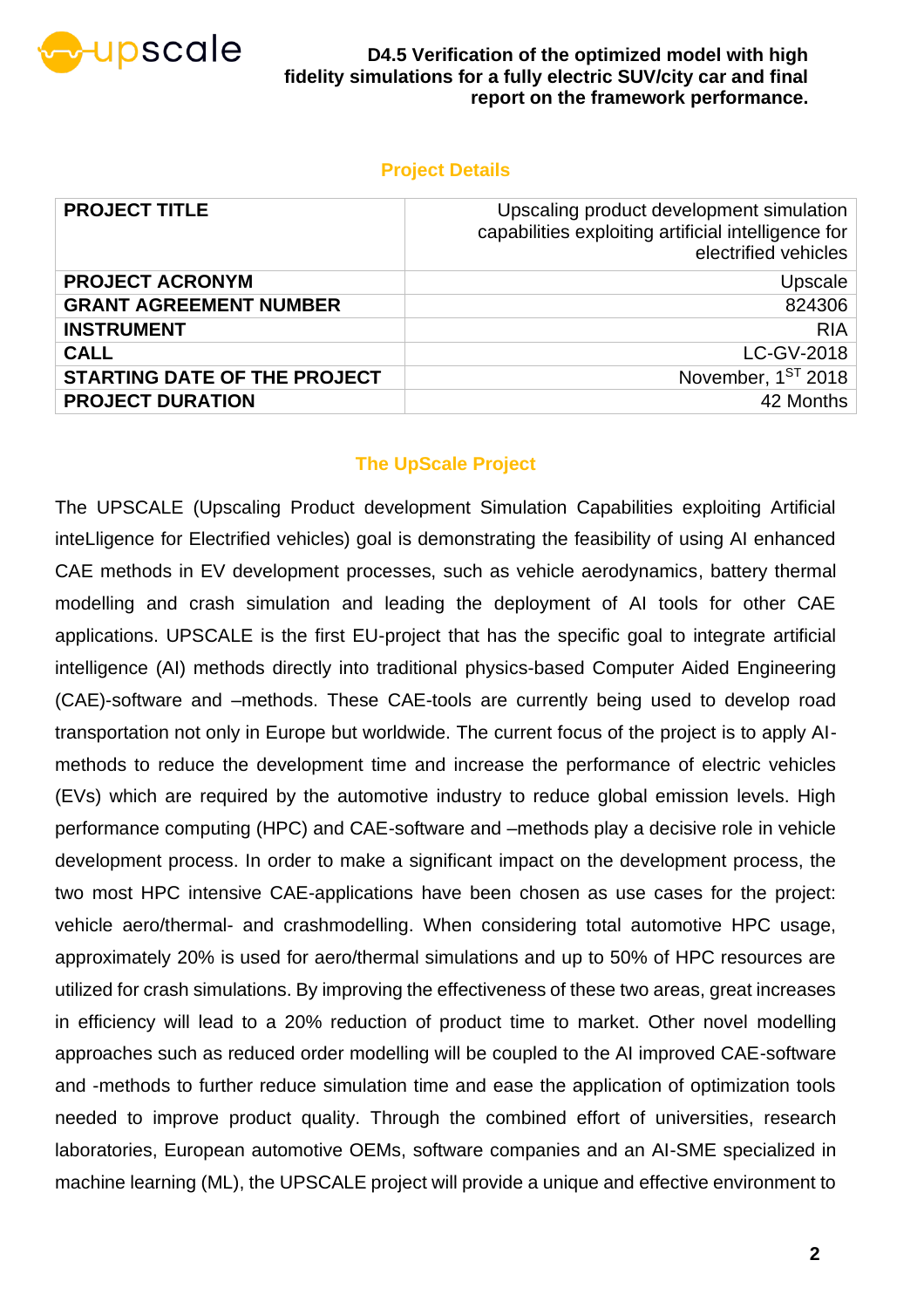## Project Details

| PROJECT TITLE | Upscaling product development simulation capabilities exploiting artificial intelligence for electrified vehicles |
|---|---|
| PROJECT ACRONYM | Upscale |
| GRANT AGREEMENT NUMBER | 824306 |
| INSTRUMENT | RIA |
| CALL | LC-GV-2018 |
| STARTING DATE OF THE PROJECT | November, 1ST 2018 |
| PROJECT DURATION | 42 Months |

## The UpScale Project

The UPSCALE (Upscaling Product development Simulation Capabilities exploiting Artificial inteLligence for Electrified vehicles) goal is demonstrating the feasibility of using AI enhanced CAE methods in EV development processes, such as vehicle aerodynamics, battery thermal modelling and crash simulation and leading the deployment of AI tools for other CAE applications. UPSCALE is the first EU-project that has the specific goal to integrate artificial intelligence (AI) methods directly into traditional physics-based Computer Aided Engineering (CAE)-software and –methods. These CAE-tools are currently being used to develop road transportation not only in Europe but worldwide. The current focus of the project is to apply AI-methods to reduce the development time and increase the performance of electric vehicles (EVs) which are required by the automotive industry to reduce global emission levels. High performance computing (HPC) and CAE-software and –methods play a decisive role in vehicle development process. In order to make a significant impact on the development process, the two most HPC intensive CAE-applications have been chosen as use cases for the project: vehicle aero/thermal- and crashmodelling. When considering total automotive HPC usage, approximately 20% is used for aero/thermal simulations and up to 50% of HPC resources are utilized for crash simulations. By improving the effectiveness of these two areas, great increases in efficiency will lead to a 20% reduction of product time to market. Other novel modelling approaches such as reduced order modelling will be coupled to the AI improved CAE-software and -methods to further reduce simulation time and ease the application of optimization tools needed to improve product quality. Through the combined effort of universities, research laboratories, European automotive OEMs, software companies and an AI-SME specialized in machine learning (ML), the UPSCALE project will provide a unique and effective environment to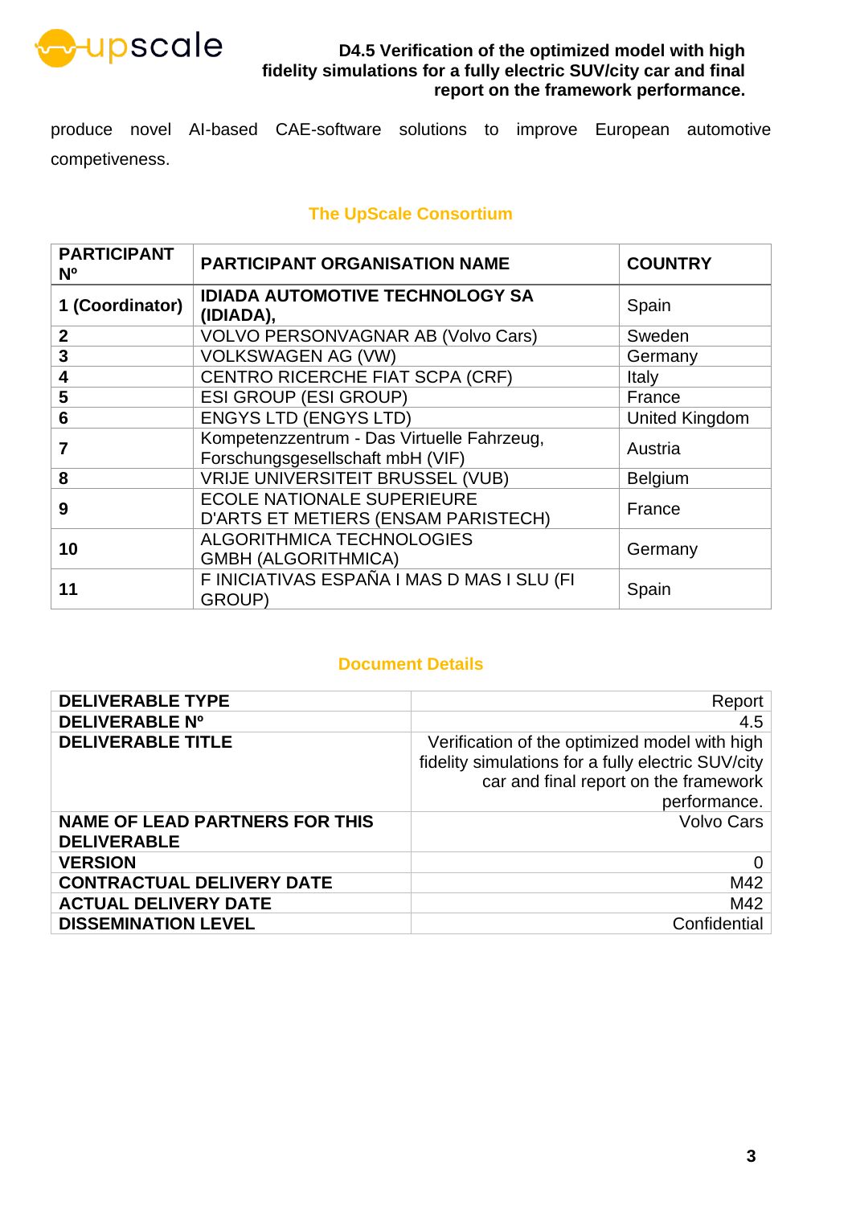produce novel AI-based CAE-software solutions to improve European automotive competiveness.

## The UpScale Consortium

| PARTICIPANT Nº | PARTICIPANT ORGANISATION NAME | COUNTRY |
|---|---|---|
| **1 (Coordinator)** | **IDIADA AUTOMOTIVE TECHNOLOGY SA (IDIADA),** | Spain |
| **2** | VOLVO PERSONVAGNAR AB (Volvo Cars) | Sweden |
| **3** | VOLKSWAGEN AG (VW) | Germany |
| **4** | CENTRO RICERCHE FIAT SCPA (CRF) | Italy |
| **5** | ESI GROUP (ESI GROUP) | France |
| **6** | ENGYS LTD (ENGYS LTD) | United Kingdom |
| **7** | Kompetenzzentrum - Das Virtuelle Fahrzeug, Forschungsgesellschaft mbH (VIF) | Austria |
| **8** | VRIJE UNIVERSITEIT BRUSSEL (VUB) | Belgium |
| **9** | ECOLE NATIONALE SUPERIEURE D'ARTS ET METIERS (ENSAM PARISTECH) | France |
| **10** | ALGORITHMICA TECHNOLOGIES GMBH (ALGORITHMICA) | Germany |
| **11** | F INICIATIVAS ESPAÑA I MAS D MAS I SLU (FI GROUP) | Spain |

## Document Details

| | |
|---|---|
| **DELIVERABLE TYPE** | Report |
| **DELIVERABLE Nº** | 4.5 |
| **DELIVERABLE TITLE** | Verification of the optimized model with high fidelity simulations for a fully electric SUV/city car and final report on the framework performance. |
| **NAME OF LEAD PARTNERS FOR THIS DELIVERABLE** | Volvo Cars |
| **VERSION** | 0 |
| **CONTRACTUAL DELIVERY DATE** | M42 |
| **ACTUAL DELIVERY DATE** | M42 |
| **DISSEMINATION LEVEL** | Confidential |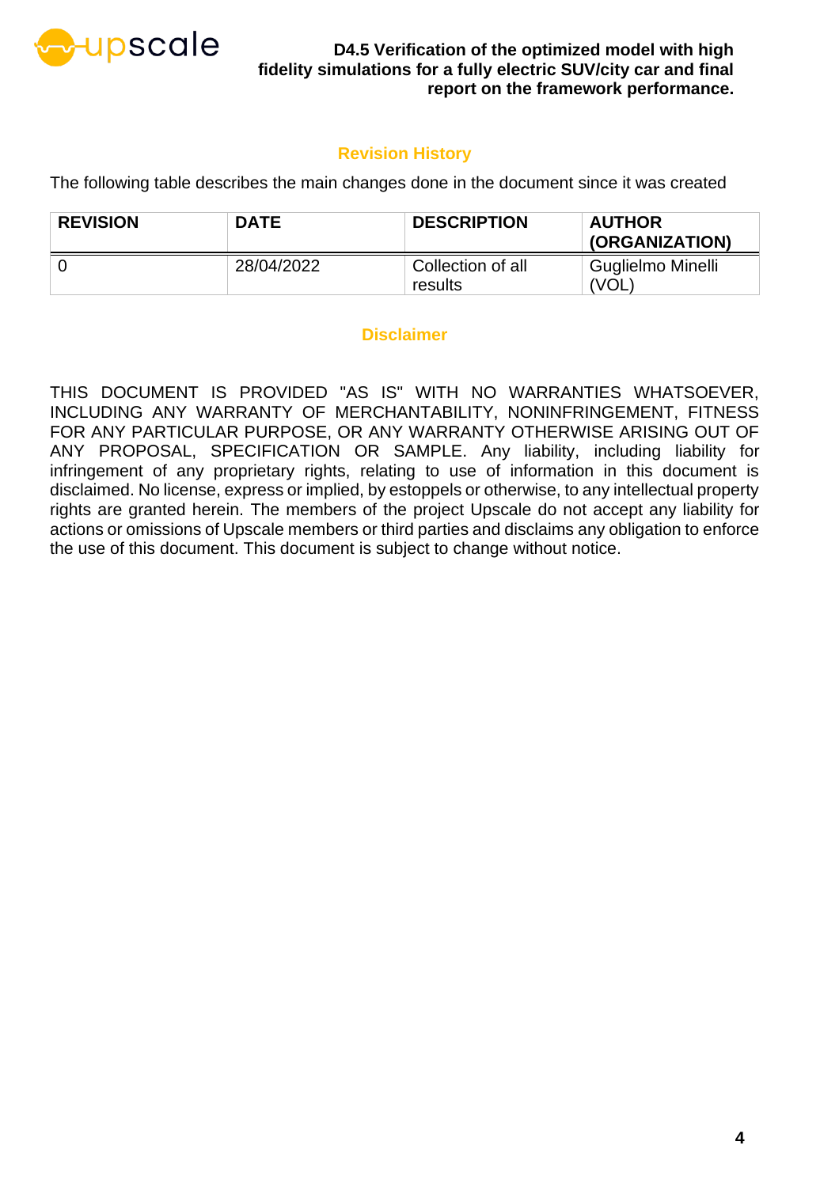## Revision History

The following table describes the main changes done in the document since it was created

| REVISION | DATE | DESCRIPTION | AUTHOR (ORGANIZATION) |
| --- | --- | --- | --- |
| 0 | 28/04/2022 | Collection of all results | Guglielmo Minelli (VOL) |

## Disclaimer

THIS DOCUMENT IS PROVIDED "AS IS" WITH NO WARRANTIES WHATSOEVER, INCLUDING ANY WARRANTY OF MERCHANTABILITY, NONINFRINGEMENT, FITNESS FOR ANY PARTICULAR PURPOSE, OR ANY WARRANTY OTHERWISE ARISING OUT OF ANY PROPOSAL, SPECIFICATION OR SAMPLE. Any liability, including liability for infringement of any proprietary rights, relating to use of information in this document is disclaimed. No license, express or implied, by estoppels or otherwise, to any intellectual property rights are granted herein. The members of the project Upscale do not accept any liability for actions or omissions of Upscale members or third parties and disclaims any obligation to enforce the use of this document. This document is subject to change without notice.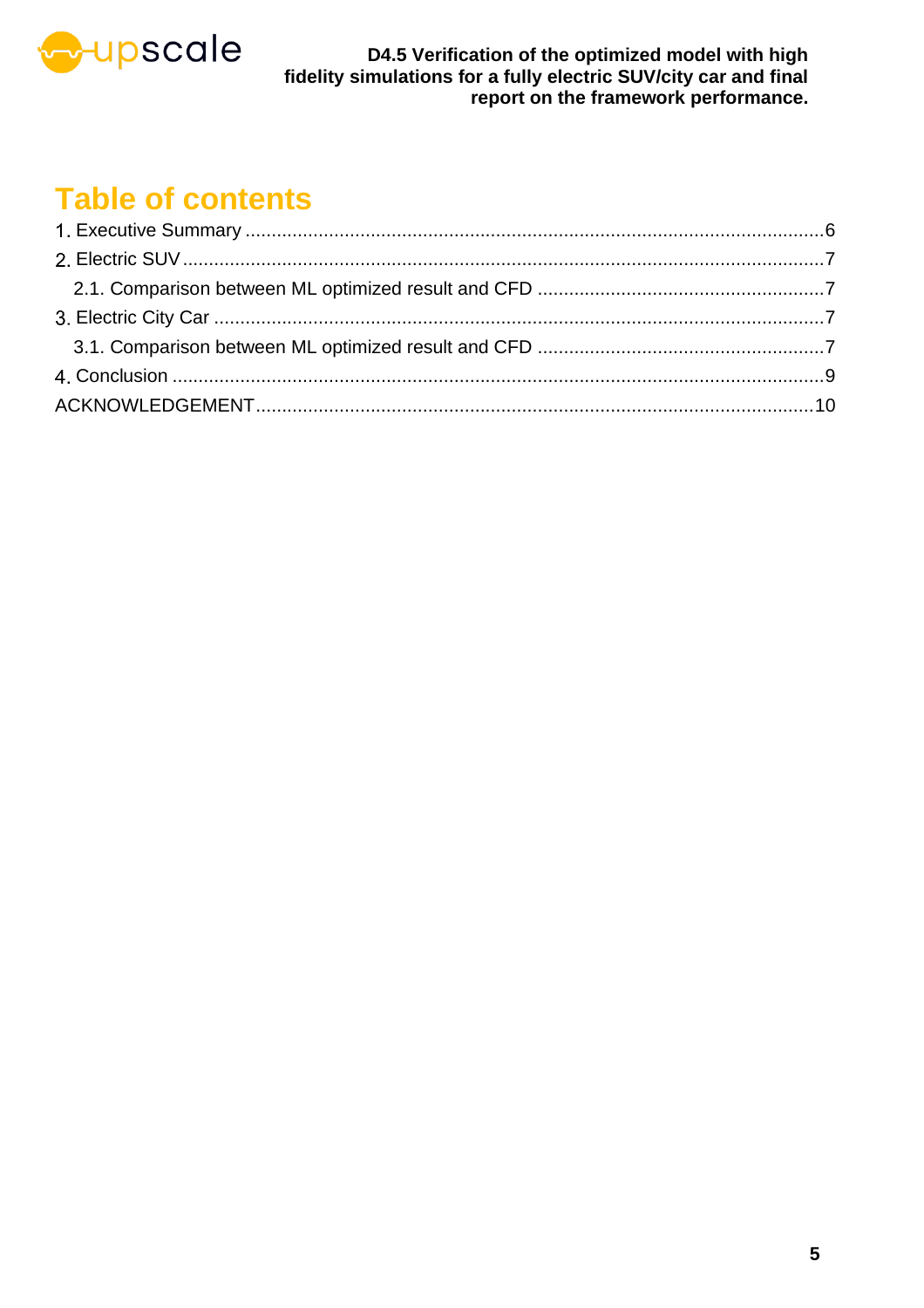# Table of contents

1. Executive Summary ....................................................................................................6
2. Electric SUV .............................................................................................................7
   2.1. Comparison between ML optimized result and CFD ..............................................7
3. Electric City Car .......................................................................................................7
   3.1. Comparison between ML optimized result and CFD ..............................................7
4. Conclusion ...............................................................................................................9

ACKNOWLEDGEMENT ....................................................................................................10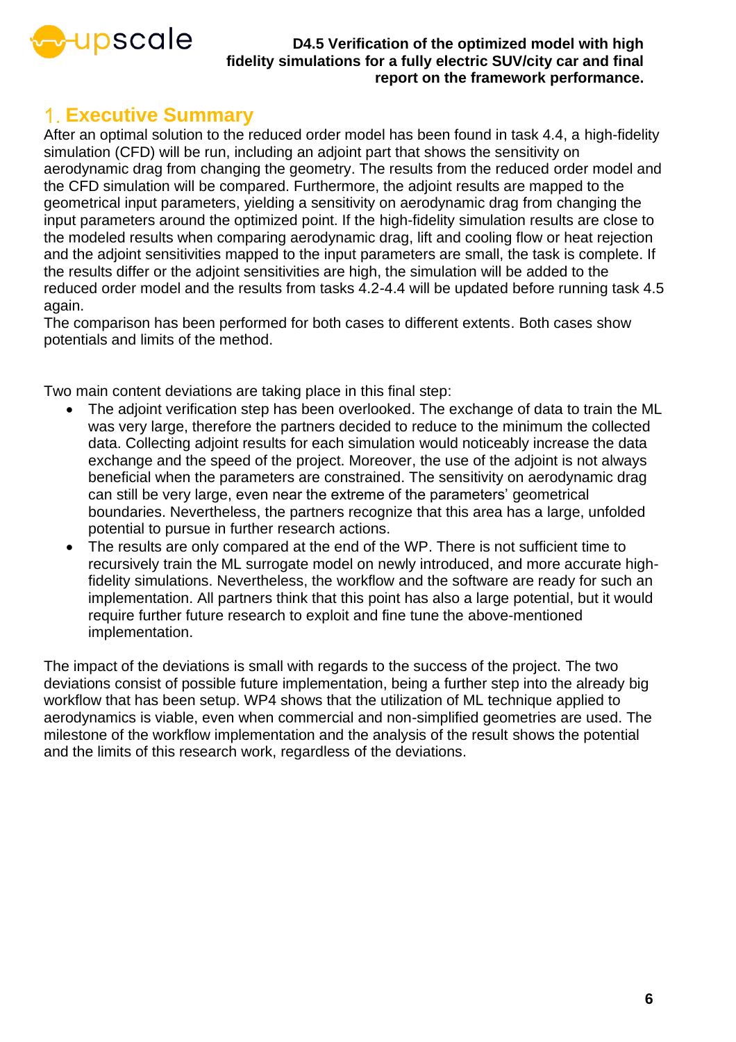# 1. Executive Summary

After an optimal solution to the reduced order model has been found in task 4.4, a high-fidelity simulation (CFD) will be run, including an adjoint part that shows the sensitivity on aerodynamic drag from changing the geometry. The results from the reduced order model and the CFD simulation will be compared. Furthermore, the adjoint results are mapped to the geometrical input parameters, yielding a sensitivity on aerodynamic drag from changing the input parameters around the optimized point. If the high-fidelity simulation results are close to the modeled results when comparing aerodynamic drag, lift and cooling flow or heat rejection and the adjoint sensitivities mapped to the input parameters are small, the task is complete. If the results differ or the adjoint sensitivities are high, the simulation will be added to the reduced order model and the results from tasks 4.2-4.4 will be updated before running task 4.5 again.

The comparison has been performed for both cases to different extents. Both cases show potentials and limits of the method.

Two main content deviations are taking place in this final step:

- The adjoint verification step has been overlooked. The exchange of data to train the ML was very large, therefore the partners decided to reduce to the minimum the collected data. Collecting adjoint results for each simulation would noticeably increase the data exchange and the speed of the project. Moreover, the use of the adjoint is not always beneficial when the parameters are constrained. The sensitivity on aerodynamic drag can still be very large, even near the extreme of the parameters' geometrical boundaries. Nevertheless, the partners recognize that this area has a large, unfolded potential to pursue in further research actions.
- The results are only compared at the end of the WP. There is not sufficient time to recursively train the ML surrogate model on newly introduced, and more accurate high-fidelity simulations. Nevertheless, the workflow and the software are ready for such an implementation. All partners think that this point has also a large potential, but it would require further future research to exploit and fine tune the above-mentioned implementation.

The impact of the deviations is small with regards to the success of the project. The two deviations consist of possible future implementation, being a further step into the already big workflow that has been setup. WP4 shows that the utilization of ML technique applied to aerodynamics is viable, even when commercial and non-simplified geometries are used. The milestone of the workflow implementation and the analysis of the result shows the potential and the limits of this research work, regardless of the deviations.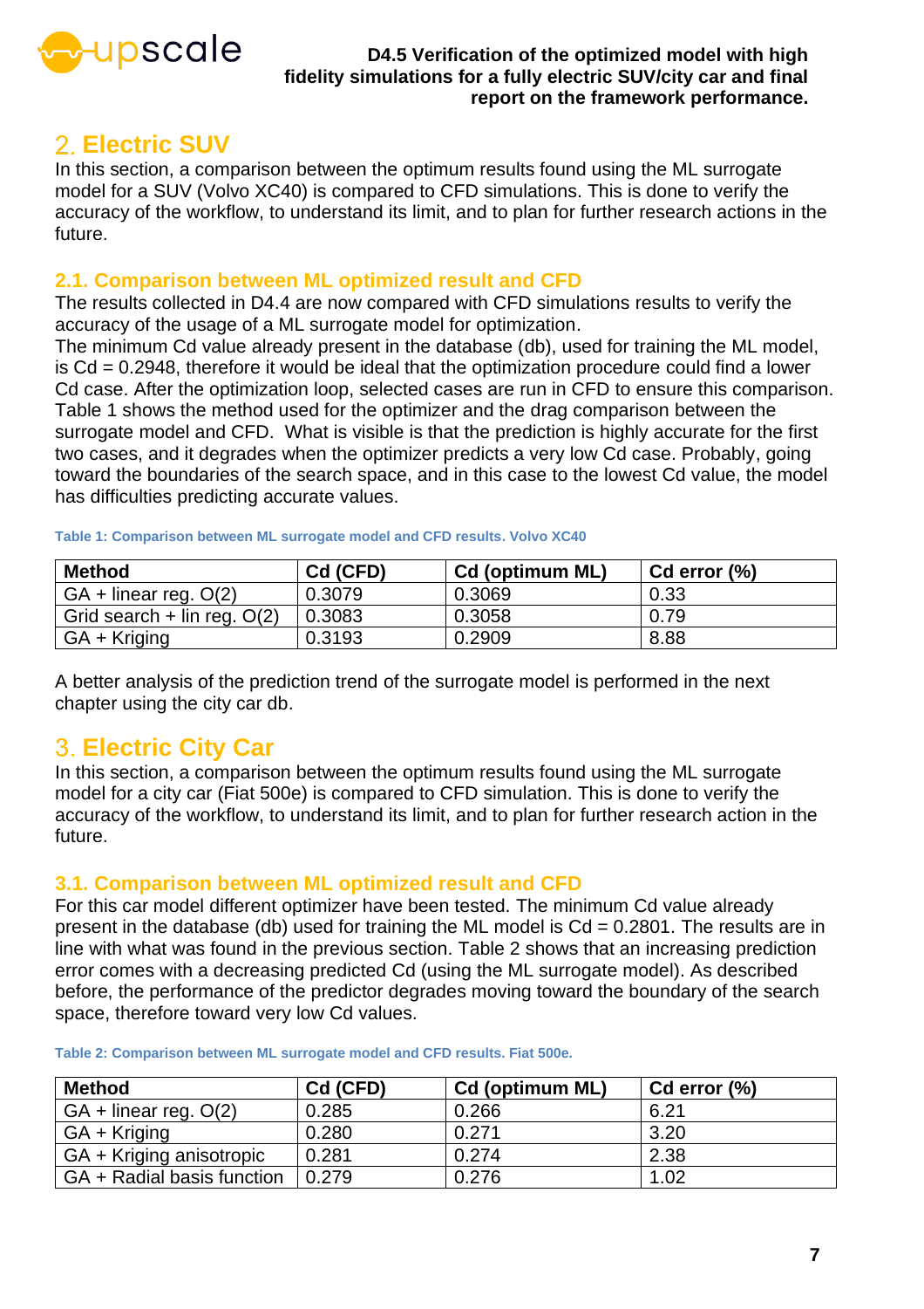## 2. Electric SUV

In this section, a comparison between the optimum results found using the ML surrogate model for a SUV (Volvo XC40) is compared to CFD simulations. This is done to verify the accuracy of the workflow, to understand its limit, and to plan for further research actions in the future.

### 2.1. Comparison between ML optimized result and CFD

The results collected in D4.4 are now compared with CFD simulations results to verify the accuracy of the usage of a ML surrogate model for optimization.
The minimum Cd value already present in the database (db), used for training the ML model, is Cd = 0.2948, therefore it would be ideal that the optimization procedure could find a lower Cd case. After the optimization loop, selected cases are run in CFD to ensure this comparison. Table 1 shows the method used for the optimizer and the drag comparison between the surrogate model and CFD. What is visible is that the prediction is highly accurate for the first two cases, and it degrades when the optimizer predicts a very low Cd case. Probably, going toward the boundaries of the search space, and in this case to the lowest Cd value, the model has difficulties predicting accurate values.

Table 1: Comparison between ML surrogate model and CFD results. Volvo XC40

| Method | Cd (CFD) | Cd (optimum ML) | Cd error (%) |
|---|---|---|---|
| GA + linear reg. O(2) | 0.3079 | 0.3069 | 0.33 |
| Grid search + lin reg. O(2) | 0.3083 | 0.3058 | 0.79 |
| GA + Kriging | 0.3193 | 0.2909 | 8.88 |

A better analysis of the prediction trend of the surrogate model is performed in the next chapter using the city car db.

## 3. Electric City Car

In this section, a comparison between the optimum results found using the ML surrogate model for a city car (Fiat 500e) is compared to CFD simulation. This is done to verify the accuracy of the workflow, to understand its limit, and to plan for further research action in the future.

### 3.1. Comparison between ML optimized result and CFD

For this car model different optimizer have been tested. The minimum Cd value already present in the database (db) used for training the ML model is Cd = 0.2801. The results are in line with what was found in the previous section. Table 2 shows that an increasing prediction error comes with a decreasing predicted Cd (using the ML surrogate model). As described before, the performance of the predictor degrades moving toward the boundary of the search space, therefore toward very low Cd values.

Table 2: Comparison between ML surrogate model and CFD results. Fiat 500e.

| Method | Cd (CFD) | Cd (optimum ML) | Cd error (%) |
|---|---|---|---|
| GA + linear reg. O(2) | 0.285 | 0.266 | 6.21 |
| GA + Kriging | 0.280 | 0.271 | 3.20 |
| GA + Kriging anisotropic | 0.281 | 0.274 | 2.38 |
| GA + Radial basis function | 0.279 | 0.276 | 1.02 |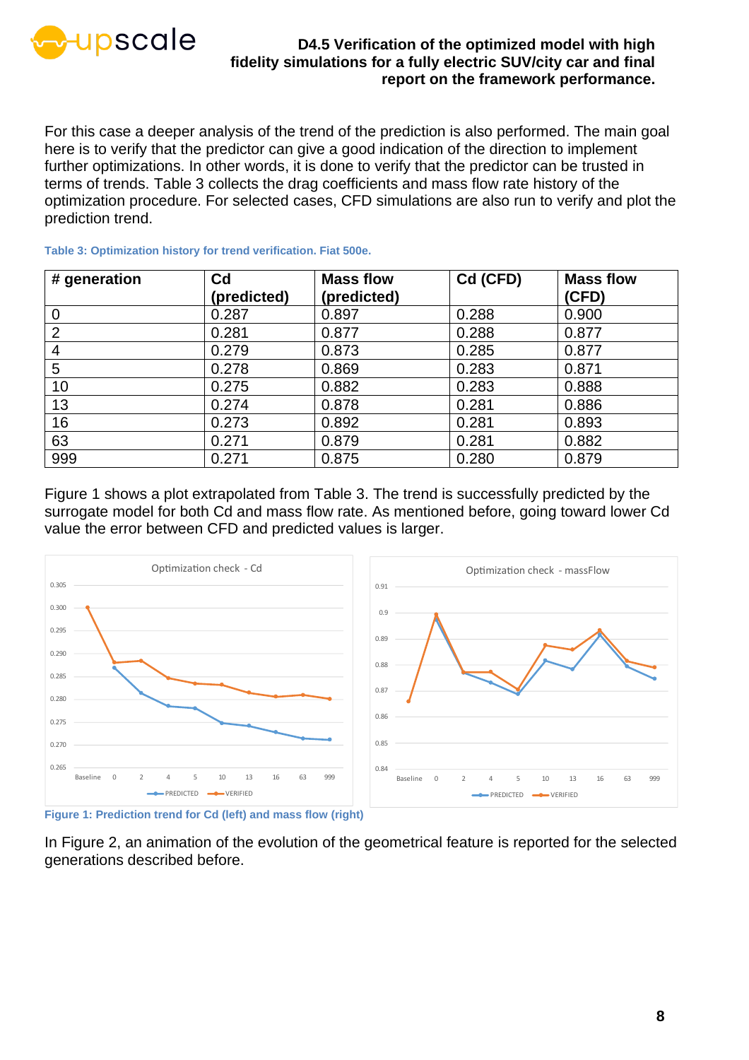For this case a deeper analysis of the trend of the prediction is also performed. The main goal here is to verify that the predictor can give a good indication of the direction to implement further optimizations. In other words, it is done to verify that the predictor can be trusted in terms of trends. Table 3 collects the drag coefficients and mass flow rate history of the optimization procedure. For selected cases, CFD simulations are also run to verify and plot the prediction trend.

**Table 3: Optimization history for trend verification. Fiat 500e.**

| # generation | Cd (predicted) | Mass flow (predicted) | Cd (CFD) | Mass flow (CFD) |
|---|---|---|---|---|
| 0 | 0.287 | 0.897 | 0.288 | 0.900 |
| 2 | 0.281 | 0.877 | 0.288 | 0.877 |
| 4 | 0.279 | 0.873 | 0.285 | 0.877 |
| 5 | 0.278 | 0.869 | 0.283 | 0.871 |
| 10 | 0.275 | 0.882 | 0.283 | 0.888 |
| 13 | 0.274 | 0.878 | 0.281 | 0.886 |
| 16 | 0.273 | 0.892 | 0.281 | 0.893 |
| 63 | 0.271 | 0.879 | 0.281 | 0.882 |
| 999 | 0.271 | 0.875 | 0.280 | 0.879 |

Figure 1 shows a plot extrapolated from Table 3. The trend is successfully predicted by the surrogate model for both Cd and mass flow rate. As mentioned before, going toward lower Cd value the error between CFD and predicted values is larger.

**Figure 1: Prediction trend for Cd (left) and mass flow (right)**

In Figure 2, an animation of the evolution of the geometrical feature is reported for the selected generations described before.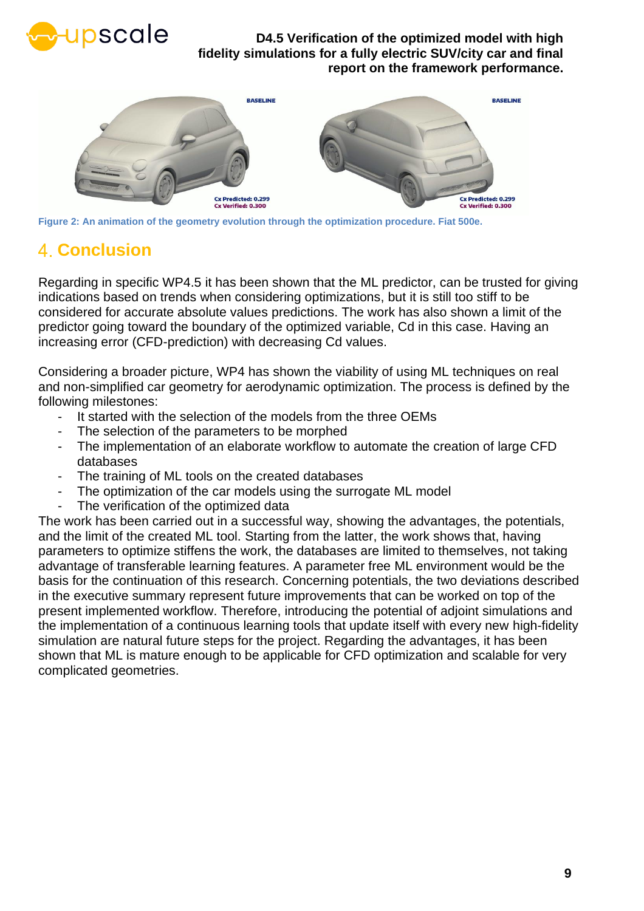Figure 2: An animation of the geometry evolution through the optimization procedure. Fiat 500e.

# 4. Conclusion

Regarding in specific WP4.5 it has been shown that the ML predictor, can be trusted for giving indications based on trends when considering optimizations, but it is still too stiff to be considered for accurate absolute values predictions. The work has also shown a limit of the predictor going toward the boundary of the optimized variable, Cd in this case. Having an increasing error (CFD-prediction) with decreasing Cd values.

Considering a broader picture, WP4 has shown the viability of using ML techniques on real and non-simplified car geometry for aerodynamic optimization. The process is defined by the following milestones:

- It started with the selection of the models from the three OEMs
- The selection of the parameters to be morphed
- The implementation of an elaborate workflow to automate the creation of large CFD databases
- The training of ML tools on the created databases
- The optimization of the car models using the surrogate ML model
- The verification of the optimized data

The work has been carried out in a successful way, showing the advantages, the potentials, and the limit of the created ML tool. Starting from the latter, the work shows that, having parameters to optimize stiffens the work, the databases are limited to themselves, not taking advantage of transferable learning features. A parameter free ML environment would be the basis for the continuation of this research. Concerning potentials, the two deviations described in the executive summary represent future improvements that can be worked on top of the present implemented workflow. Therefore, introducing the potential of adjoint simulations and the implementation of a continuous learning tools that update itself with every new high-fidelity simulation are natural future steps for the project. Regarding the advantages, it has been shown that ML is mature enough to be applicable for CFD optimization and scalable for very complicated geometries.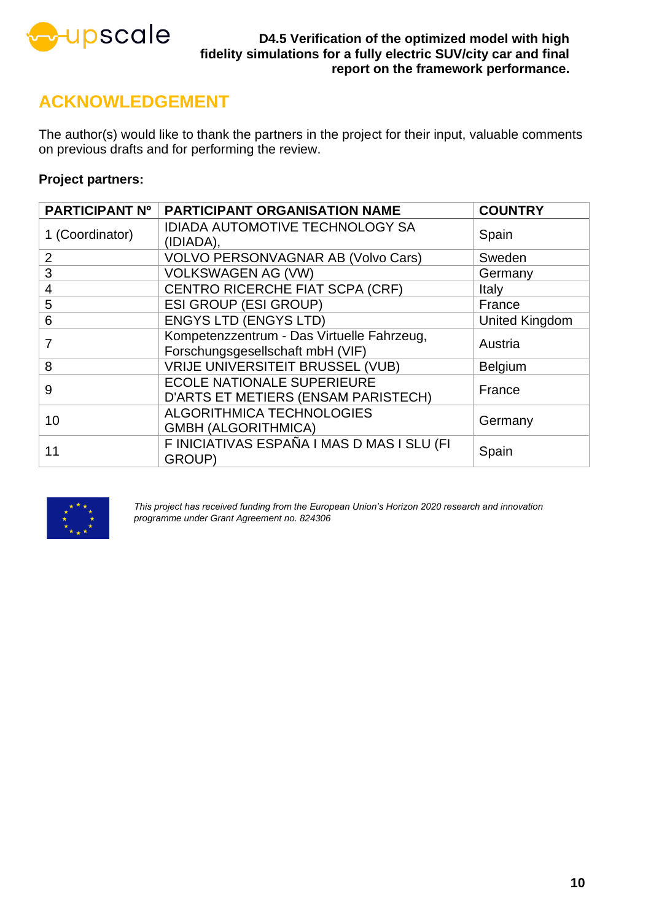# ACKNOWLEDGEMENT

The author(s) would like to thank the partners in the project for their input, valuable comments on previous drafts and for performing the review.

**Project partners:**

| PARTICIPANT Nº | PARTICIPANT ORGANISATION NAME | COUNTRY |
|---|---|---|
| 1 (Coordinator) | IDIADA AUTOMOTIVE TECHNOLOGY SA (IDIADA), | Spain |
| 2 | VOLVO PERSONVAGNAR AB (Volvo Cars) | Sweden |
| 3 | VOLKSWAGEN AG (VW) | Germany |
| 4 | CENTRO RICERCHE FIAT SCPA (CRF) | Italy |
| 5 | ESI GROUP (ESI GROUP) | France |
| 6 | ENGYS LTD (ENGYS LTD) | United Kingdom |
| 7 | Kompetenzzentrum - Das Virtuelle Fahrzeug, Forschungsgesellschaft mbH (VIF) | Austria |
| 8 | VRIJE UNIVERSITEIT BRUSSEL (VUB) | Belgium |
| 9 | ECOLE NATIONALE SUPERIEURE D'ARTS ET METIERS (ENSAM PARISTECH) | France |
| 10 | ALGORITHMICA TECHNOLOGIES GMBH (ALGORITHMICA) | Germany |
| 11 | F INICIATIVAS ESPAÑA I MAS D MAS I SLU (FI GROUP) | Spain |

*This project has received funding from the European Union's Horizon 2020 research and innovation programme under Grant Agreement no. 824306*